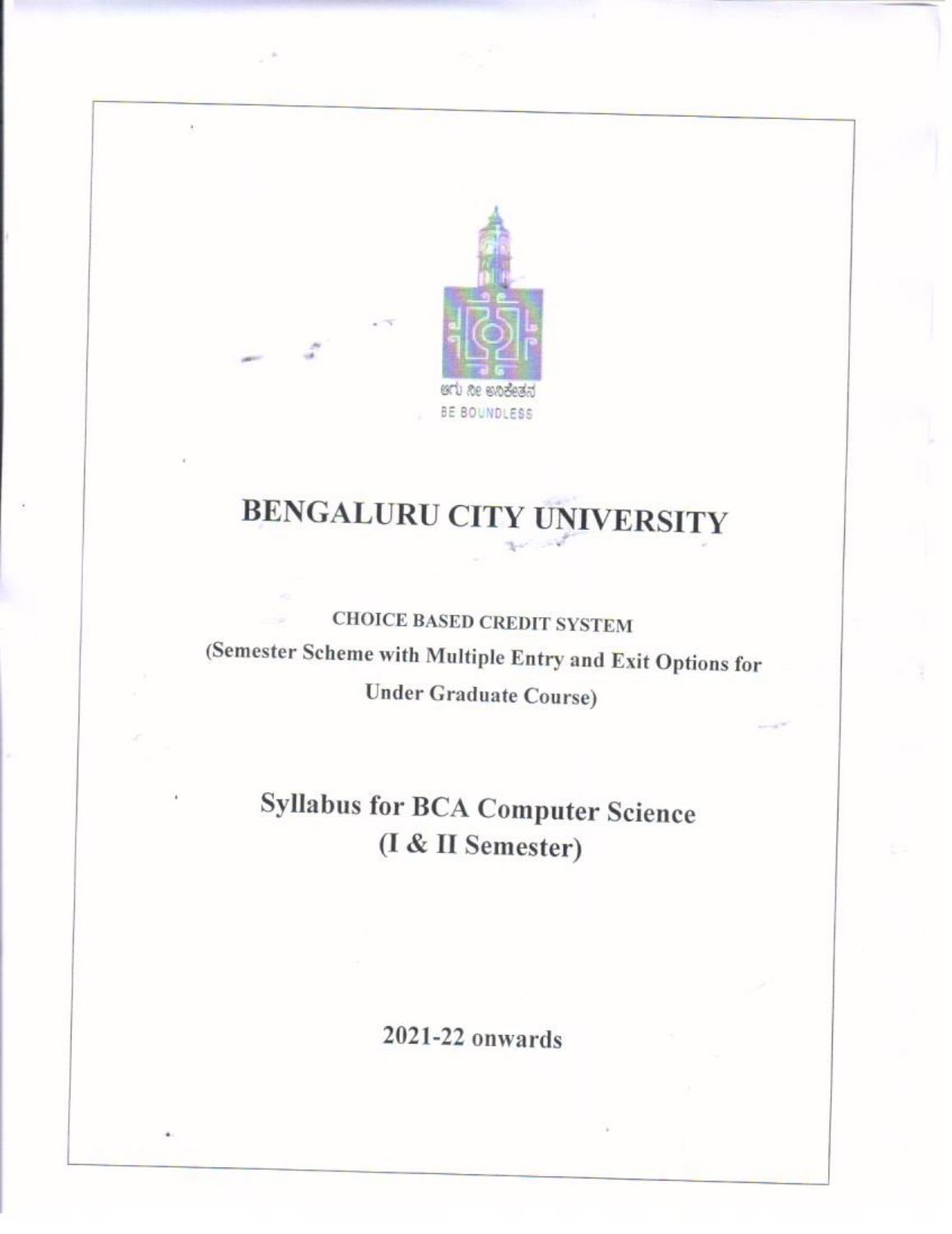ಅರಿವೇ ಅನಿಕೇತನ

BE BOUNDLESS

# BENGALURU CITY UNIVERSITY

**CHOICE BASED CREDIT SYSTEM**

**(Semester Scheme with Multiple Entry and Exit Options for Under Graduate Course)**

## Syllabus for BCA Computer Science (I & II Semester)

**2021-22 onwards**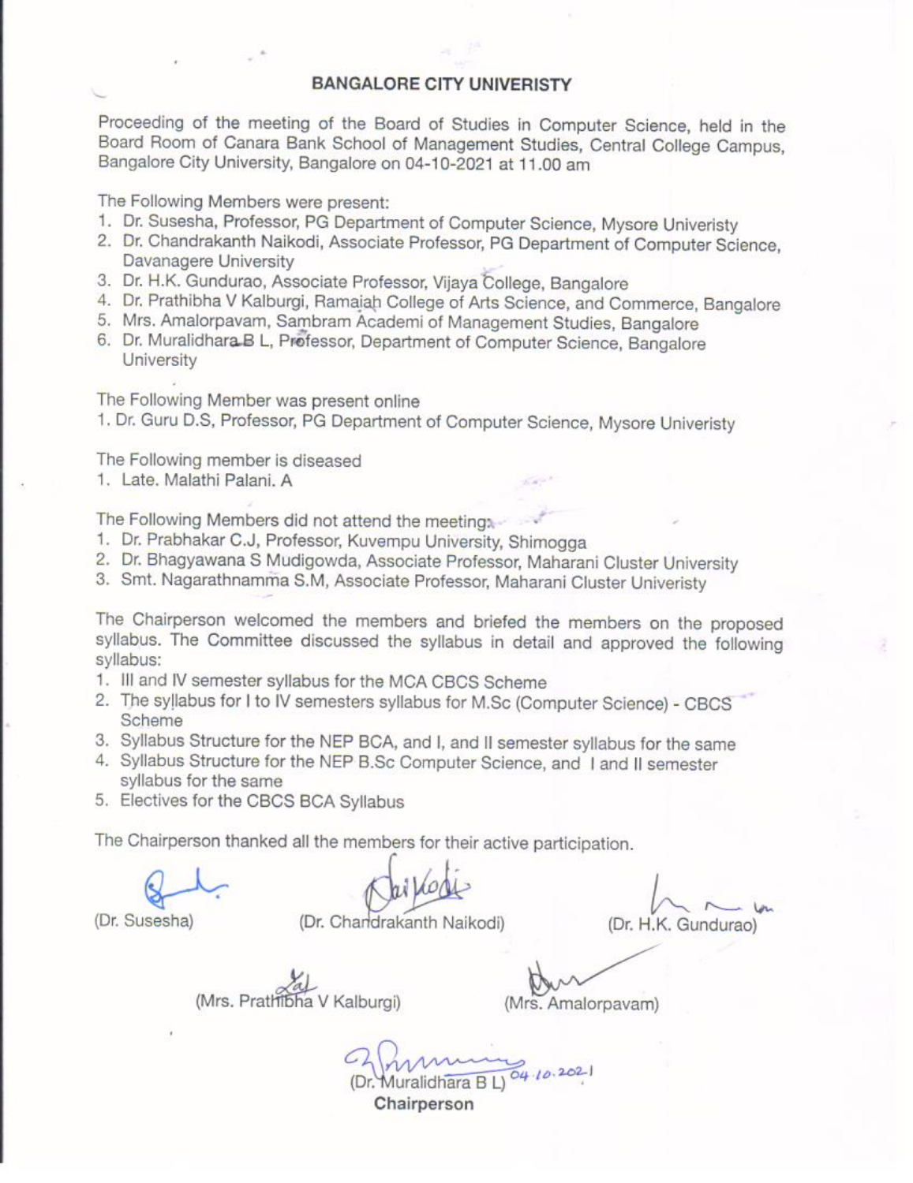## BANGALORE CITY UNIVERISTY

Proceeding of the meeting of the Board of Studies in Computer Science, held in the Board Room of Canara Bank School of Management Studies, Central College Campus, Bangalore City University, Bangalore on 04-10-2021 at 11.00 am

The Following Members were present:

1. Dr. Susesha, Professor, PG Department of Computer Science, Mysore Univeristy
2. Dr. Chandrakanth Naikodi, Associate Professor, PG Department of Computer Science, Davanagere University
3. Dr. H.K. Gundurao, Associate Professor, Vijaya College, Bangalore
4. Dr. Prathibha V Kalburgi, Ramaiah College of Arts Science, and Commerce, Bangalore
5. Mrs. Amalorpavam, Sambram Academi of Management Studies, Bangalore
6. Dr. Muralidhara B L, Professor, Department of Computer Science, Bangalore University

The Following Member was present online

1. Dr. Guru D.S, Professor, PG Department of Computer Science, Mysore Univeristy

The Following member is diseased

1. Late. Malathi Palani. A

The Following Members did not attend the meeting:

1. Dr. Prabhakar C.J, Professor, Kuvempu University, Shimogga
2. Dr. Bhagyawana S Mudigowda, Associate Professor, Maharani Cluster University
3. Smt. Nagarathnamma S.M, Associate Professor, Maharani Cluster Univeristy

The Chairperson welcomed the members and briefed the members on the proposed syllabus. The Committee discussed the syllabus in detail and approved the following syllabus:

1. III and IV semester syllabus for the MCA CBCS Scheme
2. The syllabus for I to IV semesters syllabus for M.Sc (Computer Science) - CBCS Scheme
3. Syllabus Structure for the NEP BCA, and I, and II semester syllabus for the same
4. Syllabus Structure for the NEP B.Sc Computer Science, and I and II semester syllabus for the same
5. Electives for the CBCS BCA Syllabus

The Chairperson thanked all the members for their active participation.

(Dr. Susesha) (Dr. Chandrakanth Naikodi) (Dr. H.K. Gundurao)

(Mrs. Prathibha V Kalburgi) (Mrs. Amalorpavam)

(Dr. Muralidhara B L) 04.10.2021

**Chairperson**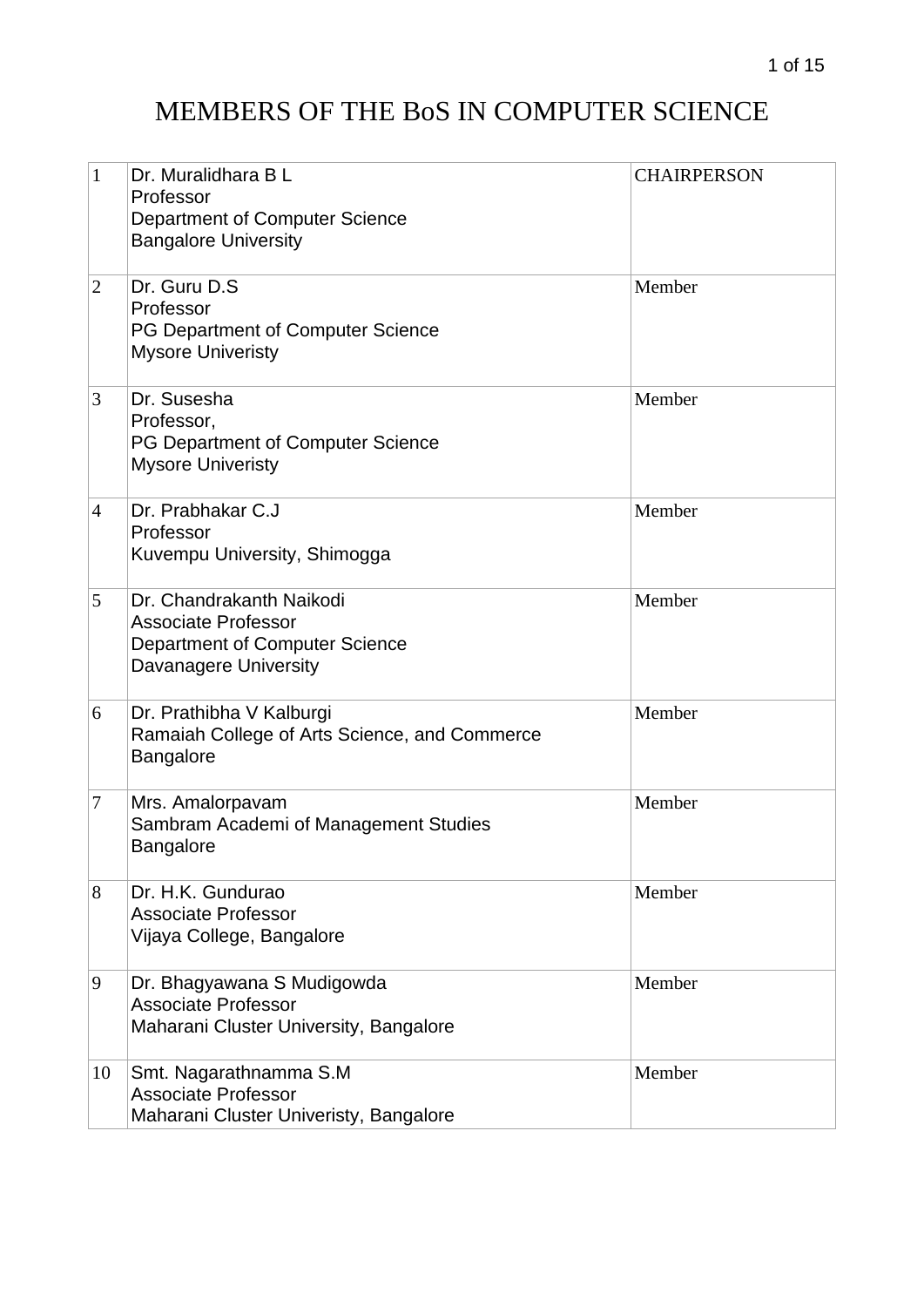# MEMBERS OF THE BoS IN COMPUTER SCIENCE

| | | |
|---|---|---|
| 1 | Dr. Muralidhara B L<br>Professor<br>Department of Computer Science<br>Bangalore University | CHAIRPERSON |
| 2 | Dr. Guru D.S<br>Professor<br>PG Department of Computer Science<br>Mysore Univeristy | Member |
| 3 | Dr. Susesha<br>Professor,<br>PG Department of Computer Science<br>Mysore Univeristy | Member |
| 4 | Dr. Prabhakar C.J<br>Professor<br>Kuvempu University, Shimogga | Member |
| 5 | Dr. Chandrakanth Naikodi<br>Associate Professor<br>Department of Computer Science<br>Davanagere University | Member |
| 6 | Dr. Prathibha V Kalburgi<br>Ramaiah College of Arts Science, and Commerce<br>Bangalore | Member |
| 7 | Mrs. Amalorpavam<br>Sambram Academi of Management Studies<br>Bangalore | Member |
| 8 | Dr. H.K. Gundurao<br>Associate Professor<br>Vijaya College, Bangalore | Member |
| 9 | Dr. Bhagyawana S Mudigowda<br>Associate Professor<br>Maharani Cluster University, Bangalore | Member |
| 10 | Smt. Nagarathnamma S.M<br>Associate Professor<br>Maharani Cluster Univeristy, Bangalore | Member |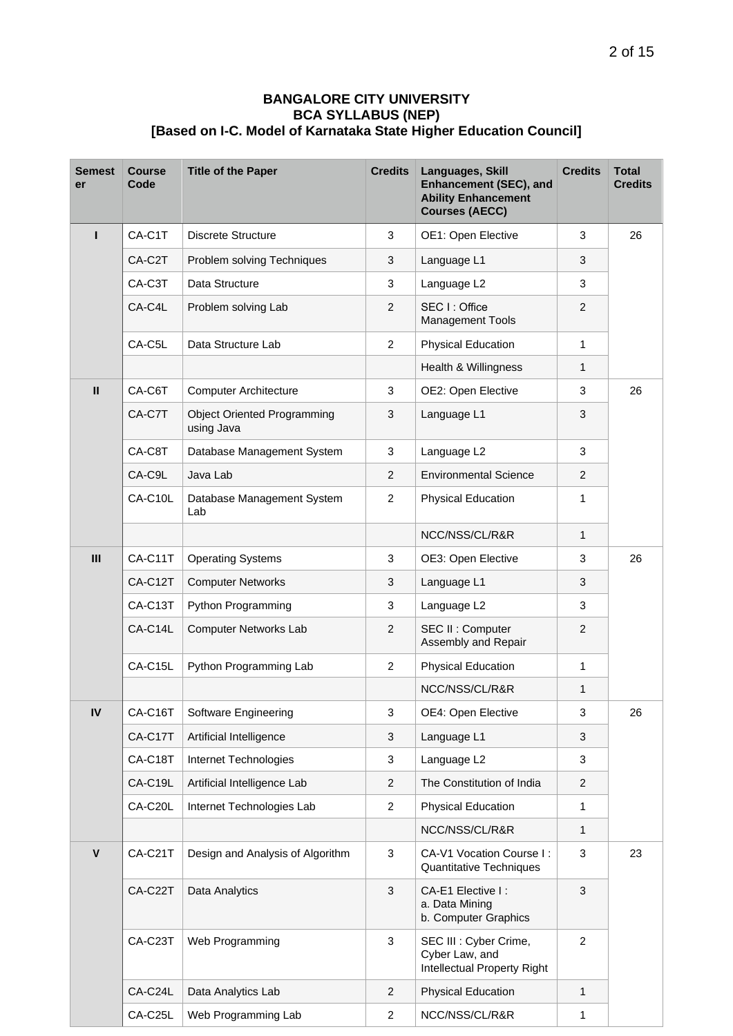**BANGALORE CITY UNIVERSITY**
**BCA SYLLABUS (NEP)**
**[Based on I-C. Model of Karnataka State Higher Education Council]**

| Semester | Course Code | Title of the Paper | Credits | Languages, Skill Enhancement (SEC), and Ability Enhancement Courses (AECC) | Credits | Total Credits |
|---|---|---|---|---|---|---|
| I | CA-C1T | Discrete Structure | 3 | OE1: Open Elective | 3 | 26 |
| | CA-C2T | Problem solving Techniques | 3 | Language L1 | 3 | |
| | CA-C3T | Data Structure | 3 | Language L2 | 3 | |
| | CA-C4L | Problem solving Lab | 2 | SEC I : Office Management Tools | 2 | |
| | CA-C5L | Data Structure Lab | 2 | Physical Education | 1 | |
| | | | | Health & Willingness | 1 | |
| II | CA-C6T | Computer Architecture | 3 | OE2: Open Elective | 3 | 26 |
| | CA-C7T | Object Oriented Programming using Java | 3 | Language L1 | 3 | |
| | CA-C8T | Database Management System | 3 | Language L2 | 3 | |
| | CA-C9L | Java Lab | 2 | Environmental Science | 2 | |
| | CA-C10L | Database Management System Lab | 2 | Physical Education | 1 | |
| | | | | NCC/NSS/CL/R&R | 1 | |
| III | CA-C11T | Operating Systems | 3 | OE3: Open Elective | 3 | 26 |
| | CA-C12T | Computer Networks | 3 | Language L1 | 3 | |
| | CA-C13T | Python Programming | 3 | Language L2 | 3 | |
| | CA-C14L | Computer Networks Lab | 2 | SEC II : Computer Assembly and Repair | 2 | |
| | CA-C15L | Python Programming Lab | 2 | Physical Education | 1 | |
| | | | | NCC/NSS/CL/R&R | 1 | |
| IV | CA-C16T | Software Engineering | 3 | OE4: Open Elective | 3 | 26 |
| | CA-C17T | Artificial Intelligence | 3 | Language L1 | 3 | |
| | CA-C18T | Internet Technologies | 3 | Language L2 | 3 | |
| | CA-C19L | Artificial Intelligence Lab | 2 | The Constitution of India | 2 | |
| | CA-C20L | Internet Technologies Lab | 2 | Physical Education | 1 | |
| | | | | NCC/NSS/CL/R&R | 1 | |
| V | CA-C21T | Design and Analysis of Algorithm | 3 | CA-V1 Vocation Course I : Quantitative Techniques | 3 | 23 |
| | CA-C22T | Data Analytics | 3 | CA-E1 Elective I : a. Data Mining b. Computer Graphics | 3 | |
| | CA-C23T | Web Programming | 3 | SEC III : Cyber Crime, Cyber Law, and Intellectual Property Right | 2 | |
| | CA-C24L | Data Analytics Lab | 2 | Physical Education | 1 | |
| | CA-C25L | Web Programming Lab | 2 | NCC/NSS/CL/R&R | 1 | |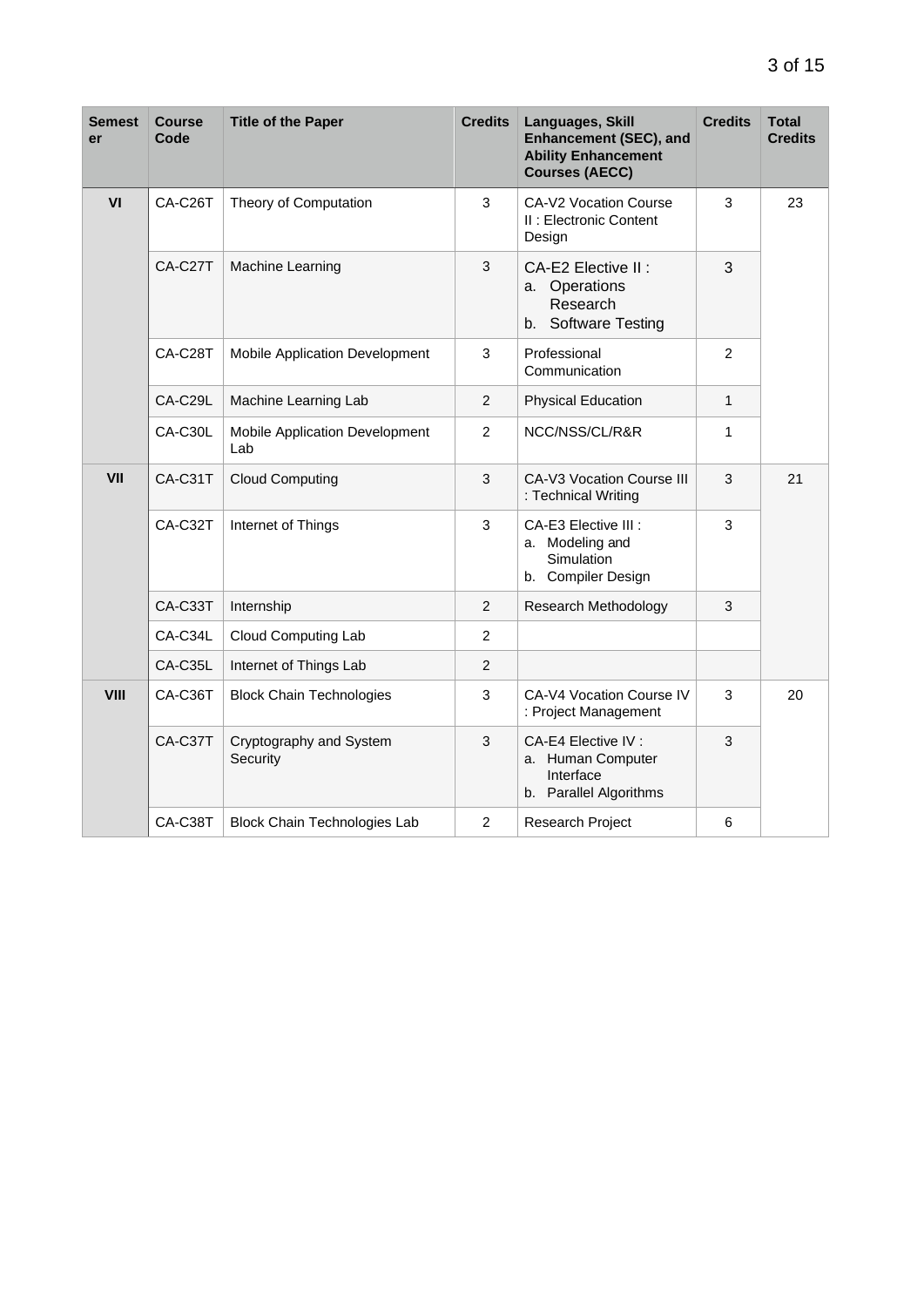| Semester | Course Code | Title of the Paper | Credits | Languages, Skill Enhancement (SEC), and Ability Enhancement Courses (AECC) | Credits | Total Credits |
|---|---|---|---|---|---|---|
| VI | CA-C26T | Theory of Computation | 3 | CA-V2 Vocation Course II : Electronic Content Design | 3 | 23 |
| | CA-C27T | Machine Learning | 3 | CA-E2 Elective II : a. Operations Research b. Software Testing | 3 | |
| | CA-C28T | Mobile Application Development | 3 | Professional Communication | 2 | |
| | CA-C29L | Machine Learning Lab | 2 | Physical Education | 1 | |
| | CA-C30L | Mobile Application Development Lab | 2 | NCC/NSS/CL/R&R | 1 | |
| VII | CA-C31T | Cloud Computing | 3 | CA-V3 Vocation Course III : Technical Writing | 3 | 21 |
| | CA-C32T | Internet of Things | 3 | CA-E3 Elective III : a. Modeling and Simulation b. Compiler Design | 3 | |
| | CA-C33T | Internship | 2 | Research Methodology | 3 | |
| | CA-C34L | Cloud Computing Lab | 2 | | | |
| | CA-C35L | Internet of Things Lab | 2 | | | |
| VIII | CA-C36T | Block Chain Technologies | 3 | CA-V4 Vocation Course IV : Project Management | 3 | 20 |
| | CA-C37T | Cryptography and System Security | 3 | CA-E4 Elective IV : a. Human Computer Interface b. Parallel Algorithms | 3 | |
| | CA-C38T | Block Chain Technologies Lab | 2 | Research Project | 6 | |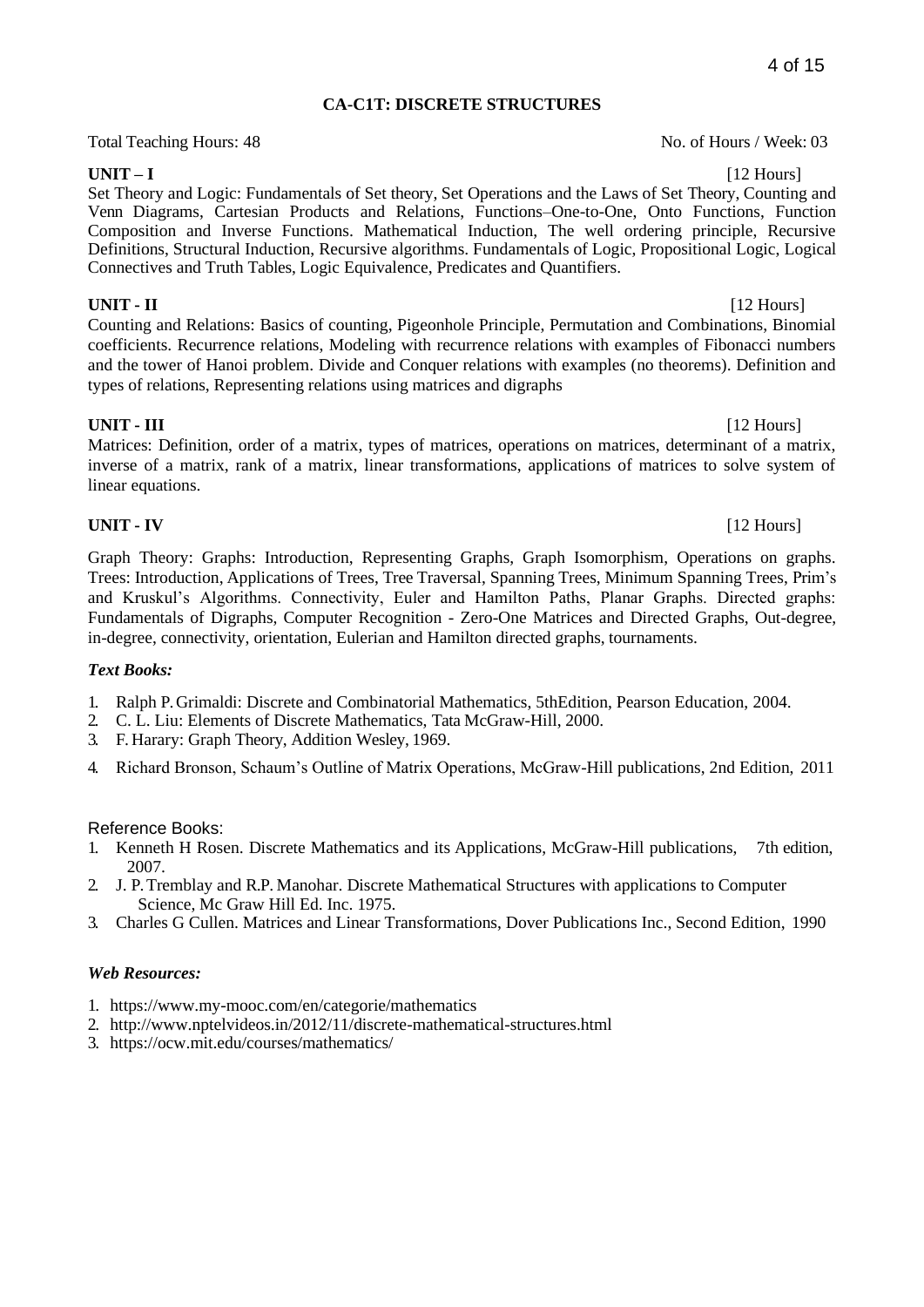## CA-C1T: DISCRETE STRUCTURES

Total Teaching Hours: 48 No. of Hours / Week: 03

**UNIT – I** [12 Hours]

Set Theory and Logic: Fundamentals of Set theory, Set Operations and the Laws of Set Theory, Counting and Venn Diagrams, Cartesian Products and Relations, Functions–One-to-One, Onto Functions, Function Composition and Inverse Functions. Mathematical Induction, The well ordering principle, Recursive Definitions, Structural Induction, Recursive algorithms. Fundamentals of Logic, Propositional Logic, Logical Connectives and Truth Tables, Logic Equivalence, Predicates and Quantifiers.

**UNIT - II** [12 Hours]

Counting and Relations: Basics of counting, Pigeonhole Principle, Permutation and Combinations, Binomial coefficients. Recurrence relations, Modeling with recurrence relations with examples of Fibonacci numbers and the tower of Hanoi problem. Divide and Conquer relations with examples (no theorems). Definition and types of relations, Representing relations using matrices and digraphs

**UNIT - III** [12 Hours]

Matrices: Definition, order of a matrix, types of matrices, operations on matrices, determinant of a matrix, inverse of a matrix, rank of a matrix, linear transformations, applications of matrices to solve system of linear equations.

**UNIT - IV** [12 Hours]

Graph Theory: Graphs: Introduction, Representing Graphs, Graph Isomorphism, Operations on graphs. Trees: Introduction, Applications of Trees, Tree Traversal, Spanning Trees, Minimum Spanning Trees, Prim's and Kruskul's Algorithms. Connectivity, Euler and Hamilton Paths, Planar Graphs. Directed graphs: Fundamentals of Digraphs, Computer Recognition - Zero-One Matrices and Directed Graphs, Out-degree, in-degree, connectivity, orientation, Eulerian and Hamilton directed graphs, tournaments.

***Text Books:***

1. Ralph P. Grimaldi: Discrete and Combinatorial Mathematics, 5thEdition, Pearson Education, 2004.
2. C. L. Liu: Elements of Discrete Mathematics, Tata McGraw-Hill, 2000.
3. F. Harary: Graph Theory, Addition Wesley, 1969.
4. Richard Bronson, Schaum's Outline of Matrix Operations, McGraw-Hill publications, 2nd Edition, 2011

Reference Books:

1. Kenneth H Rosen. Discrete Mathematics and its Applications, McGraw-Hill publications, 7th edition, 2007.
2. J. P. Tremblay and R.P. Manohar. Discrete Mathematical Structures with applications to Computer Science, Mc Graw Hill Ed. Inc. 1975.
3. Charles G Cullen. Matrices and Linear Transformations, Dover Publications Inc., Second Edition, 1990

***Web Resources:***

1. https://www.my-mooc.com/en/categorie/mathematics
2. http://www.nptelvideos.in/2012/11/discrete-mathematical-structures.html
3. https://ocw.mit.edu/courses/mathematics/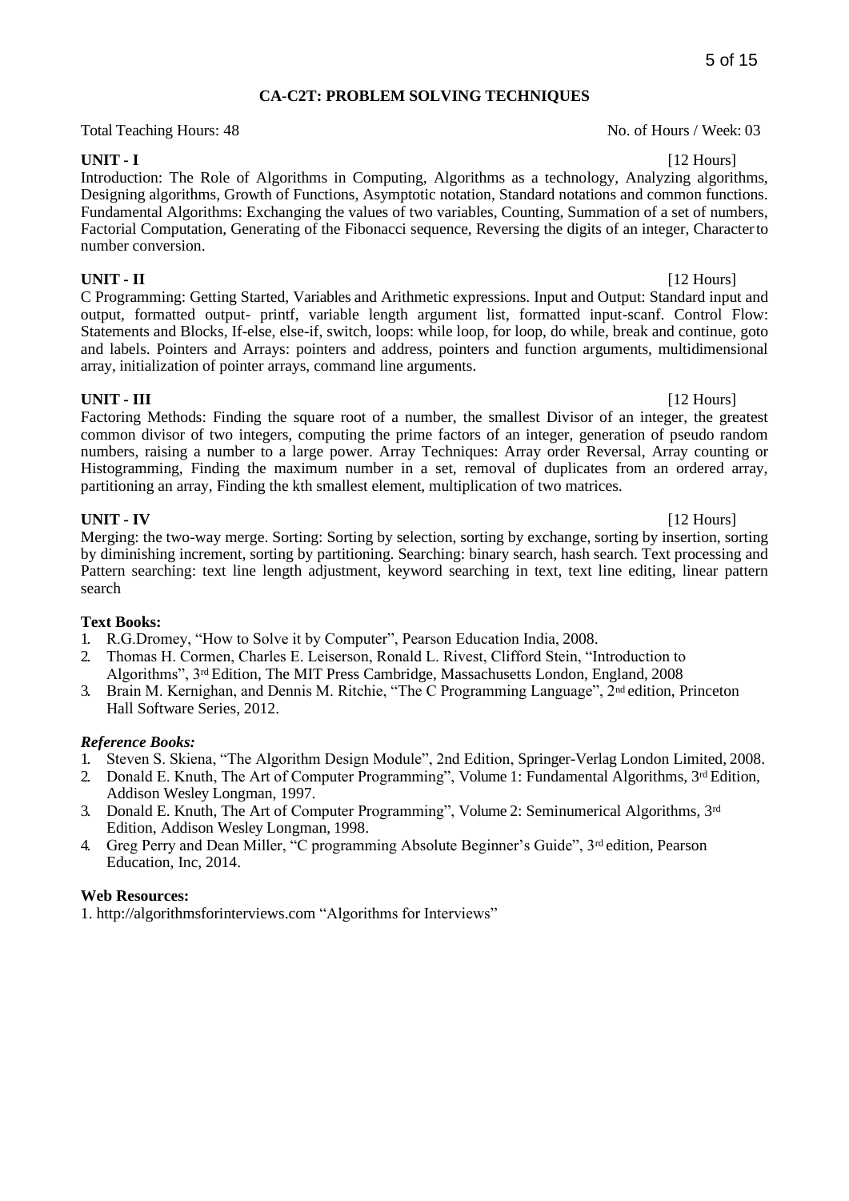## CA-C2T: PROBLEM SOLVING TECHNIQUES

Total Teaching Hours: 48 No. of Hours / Week: 03

**UNIT - I** [12 Hours]

Introduction: The Role of Algorithms in Computing, Algorithms as a technology, Analyzing algorithms, Designing algorithms, Growth of Functions, Asymptotic notation, Standard notations and common functions. Fundamental Algorithms: Exchanging the values of two variables, Counting, Summation of a set of numbers, Factorial Computation, Generating of the Fibonacci sequence, Reversing the digits of an integer, Character to number conversion.

**UNIT - II** [12 Hours]

C Programming: Getting Started, Variables and Arithmetic expressions. Input and Output: Standard input and output, formatted output- printf, variable length argument list, formatted input-scanf. Control Flow: Statements and Blocks, If-else, else-if, switch, loops: while loop, for loop, do while, break and continue, goto and labels. Pointers and Arrays: pointers and address, pointers and function arguments, multidimensional array, initialization of pointer arrays, command line arguments.

**UNIT - III** [12 Hours]

Factoring Methods: Finding the square root of a number, the smallest Divisor of an integer, the greatest common divisor of two integers, computing the prime factors of an integer, generation of pseudo random numbers, raising a number to a large power. Array Techniques: Array order Reversal, Array counting or Histogramming, Finding the maximum number in a set, removal of duplicates from an ordered array, partitioning an array, Finding the kth smallest element, multiplication of two matrices.

**UNIT - IV** [12 Hours]

Merging: the two-way merge. Sorting: Sorting by selection, sorting by exchange, sorting by insertion, sorting by diminishing increment, sorting by partitioning. Searching: binary search, hash search. Text processing and Pattern searching: text line length adjustment, keyword searching in text, text line editing, linear pattern search

**Text Books:**

1. R.G.Dromey, "How to Solve it by Computer", Pearson Education India, 2008.
2. Thomas H. Cormen, Charles E. Leiserson, Ronald L. Rivest, Clifford Stein, "Introduction to Algorithms", 3rd Edition, The MIT Press Cambridge, Massachusetts London, England, 2008
3. Brain M. Kernighan, and Dennis M. Ritchie, "The C Programming Language", 2nd edition, Princeton Hall Software Series, 2012.

***Reference Books:***

1. Steven S. Skiena, "The Algorithm Design Module", 2nd Edition, Springer-Verlag London Limited, 2008.
2. Donald E. Knuth, The Art of Computer Programming", Volume 1: Fundamental Algorithms, 3rd Edition, Addison Wesley Longman, 1997.
3. Donald E. Knuth, The Art of Computer Programming", Volume 2: Seminumerical Algorithms, 3rd Edition, Addison Wesley Longman, 1998.
4. Greg Perry and Dean Miller, "C programming Absolute Beginner's Guide", 3rd edition, Pearson Education, Inc, 2014.

**Web Resources:**

1. http://algorithmsforinterviews.com "Algorithms for Interviews"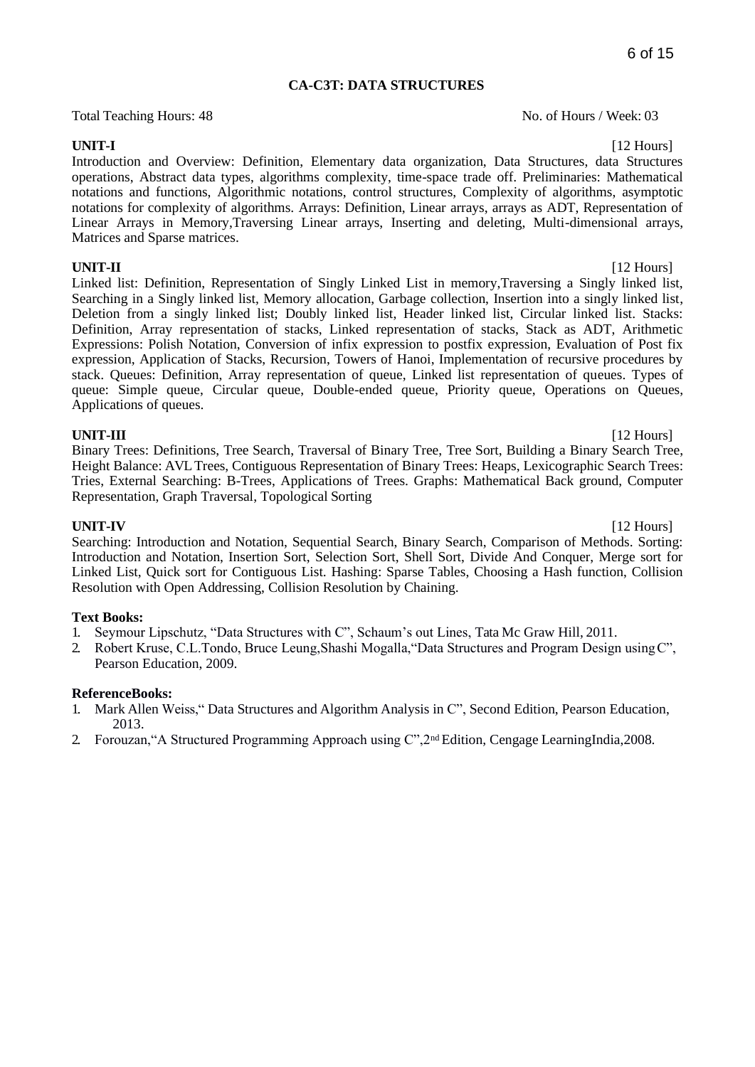## CA-C3T: DATA STRUCTURES

Total Teaching Hours: 48 No. of Hours / Week: 03

**UNIT-I** [12 Hours]

Introduction and Overview: Definition, Elementary data organization, Data Structures, data Structures operations, Abstract data types, algorithms complexity, time-space trade off. Preliminaries: Mathematical notations and functions, Algorithmic notations, control structures, Complexity of algorithms, asymptotic notations for complexity of algorithms. Arrays: Definition, Linear arrays, arrays as ADT, Representation of Linear Arrays in Memory,Traversing Linear arrays, Inserting and deleting, Multi-dimensional arrays, Matrices and Sparse matrices.

**UNIT-II** [12 Hours]

Linked list: Definition, Representation of Singly Linked List in memory,Traversing a Singly linked list, Searching in a Singly linked list, Memory allocation, Garbage collection, Insertion into a singly linked list, Deletion from a singly linked list; Doubly linked list, Header linked list, Circular linked list. Stacks: Definition, Array representation of stacks, Linked representation of stacks, Stack as ADT, Arithmetic Expressions: Polish Notation, Conversion of infix expression to postfix expression, Evaluation of Post fix expression, Application of Stacks, Recursion, Towers of Hanoi, Implementation of recursive procedures by stack. Queues: Definition, Array representation of queue, Linked list representation of queues. Types of queue: Simple queue, Circular queue, Double-ended queue, Priority queue, Operations on Queues, Applications of queues.

**UNIT-III** [12 Hours]

Binary Trees: Definitions, Tree Search, Traversal of Binary Tree, Tree Sort, Building a Binary Search Tree, Height Balance: AVL Trees, Contiguous Representation of Binary Trees: Heaps, Lexicographic Search Trees: Tries, External Searching: B-Trees, Applications of Trees. Graphs: Mathematical Back ground, Computer Representation, Graph Traversal, Topological Sorting

**UNIT-IV** [12 Hours]

Searching: Introduction and Notation, Sequential Search, Binary Search, Comparison of Methods. Sorting: Introduction and Notation, Insertion Sort, Selection Sort, Shell Sort, Divide And Conquer, Merge sort for Linked List, Quick sort for Contiguous List. Hashing: Sparse Tables, Choosing a Hash function, Collision Resolution with Open Addressing, Collision Resolution by Chaining.

**Text Books:**

1. Seymour Lipschutz, "Data Structures with C", Schaum's out Lines, Tata Mc Graw Hill, 2011.
2. Robert Kruse, C.L.Tondo, Bruce Leung,Shashi Mogalla,"Data Structures and Program Design using C", Pearson Education, 2009.

**ReferenceBooks:**

1. Mark Allen Weiss," Data Structures and Algorithm Analysis in C", Second Edition, Pearson Education, 2013.
2. Forouzan,"A Structured Programming Approach using C",2nd Edition, Cengage LearningIndia,2008.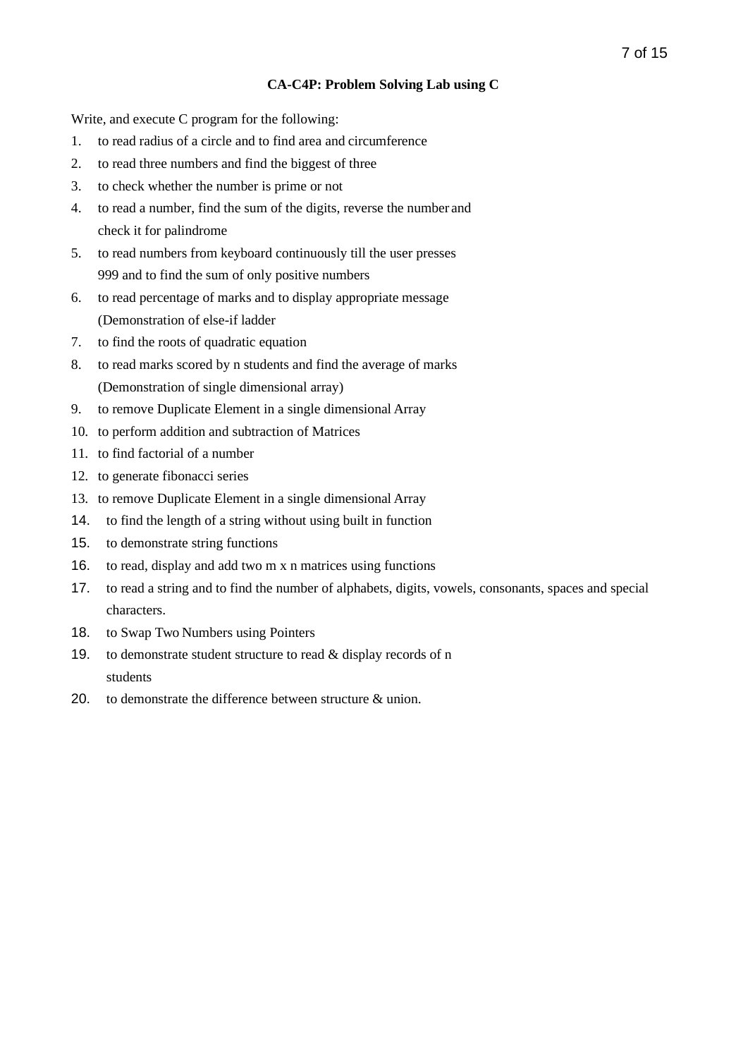**CA-C4P: Problem Solving Lab using C**

Write, and execute C program for the following:

1. to read radius of a circle and to find area and circumference
2. to read three numbers and find the biggest of three
3. to check whether the number is prime or not
4. to read a number, find the sum of the digits, reverse the number and check it for palindrome
5. to read numbers from keyboard continuously till the user presses 999 and to find the sum of only positive numbers
6. to read percentage of marks and to display appropriate message (Demonstration of else-if ladder
7. to find the roots of quadratic equation
8. to read marks scored by n students and find the average of marks (Demonstration of single dimensional array)
9. to remove Duplicate Element in a single dimensional Array
10. to perform addition and subtraction of Matrices
11. to find factorial of a number
12. to generate fibonacci series
13. to remove Duplicate Element in a single dimensional Array
14. to find the length of a string without using built in function
15. to demonstrate string functions
16. to read, display and add two m x n matrices using functions
17. to read a string and to find the number of alphabets, digits, vowels, consonants, spaces and special characters.
18. to Swap Two Numbers using Pointers
19. to demonstrate student structure to read & display records of n students
20. to demonstrate the difference between structure & union.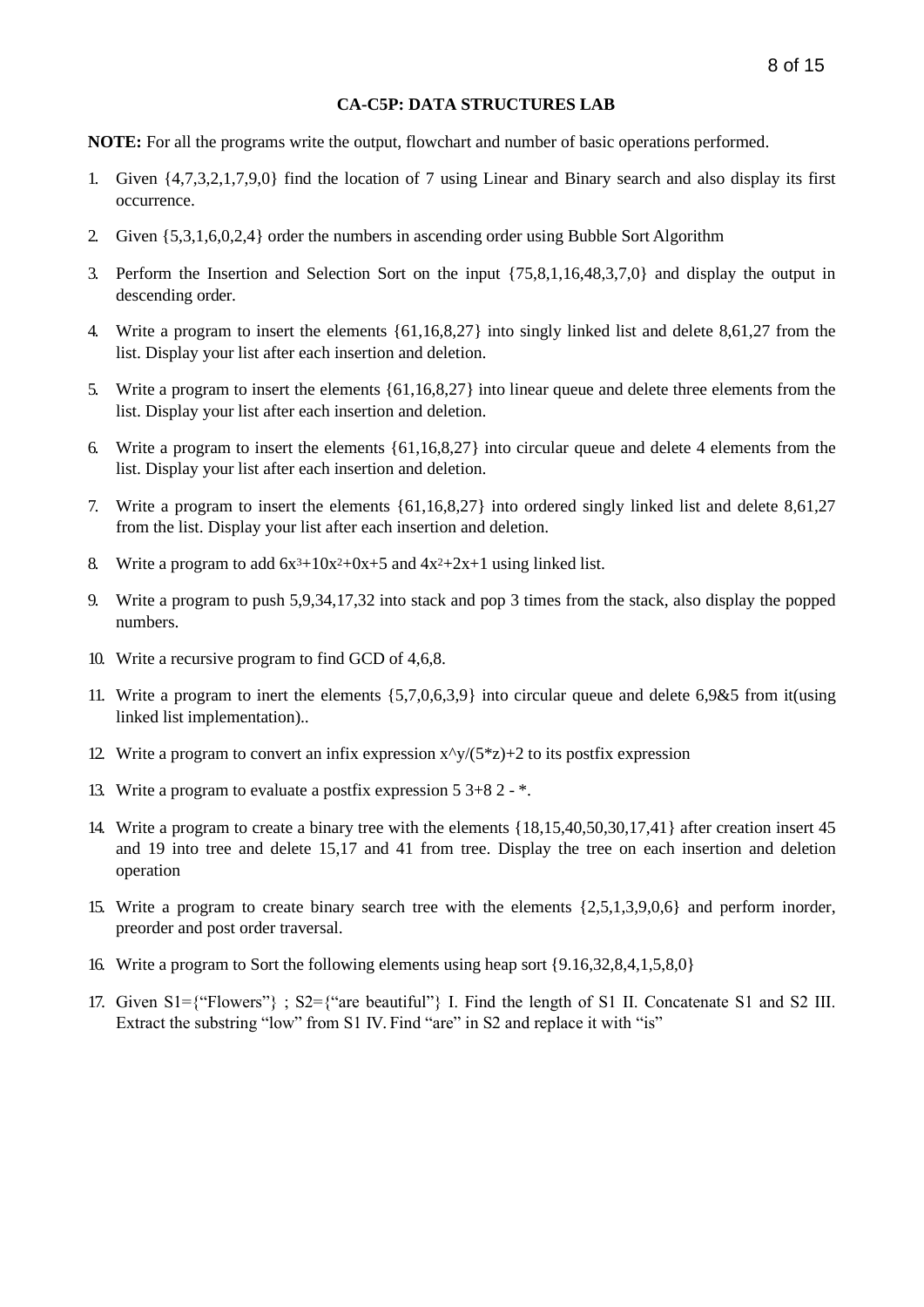**CA-C5P: DATA STRUCTURES LAB**

**NOTE:** For all the programs write the output, flowchart and number of basic operations performed.

1. Given {4,7,3,2,1,7,9,0} find the location of 7 using Linear and Binary search and also display its first occurrence.
2. Given {5,3,1,6,0,2,4} order the numbers in ascending order using Bubble Sort Algorithm
3. Perform the Insertion and Selection Sort on the input {75,8,1,16,48,3,7,0} and display the output in descending order.
4. Write a program to insert the elements {61,16,8,27} into singly linked list and delete 8,61,27 from the list. Display your list after each insertion and deletion.
5. Write a program to insert the elements {61,16,8,27} into linear queue and delete three elements from the list. Display your list after each insertion and deletion.
6. Write a program to insert the elements {61,16,8,27} into circular queue and delete 4 elements from the list. Display your list after each insertion and deletion.
7. Write a program to insert the elements {61,16,8,27} into ordered singly linked list and delete 8,61,27 from the list. Display your list after each insertion and deletion.
8. Write a program to add $6x^3+10x^2+0x+5$ and $4x^2+2x+1$ using linked list.
9. Write a program to push 5,9,34,17,32 into stack and pop 3 times from the stack, also display the popped numbers.
10. Write a recursive program to find GCD of 4,6,8.
11. Write a program to inert the elements {5,7,0,6,3,9} into circular queue and delete 6,9&5 from it(using linked list implementation)..
12. Write a program to convert an infix expression x^y/(5*z)+2 to its postfix expression
13. Write a program to evaluate a postfix expression 5 3+8 2 - *.
14. Write a program to create a binary tree with the elements {18,15,40,50,30,17,41} after creation insert 45 and 19 into tree and delete 15,17 and 41 from tree. Display the tree on each insertion and deletion operation
15. Write a program to create binary search tree with the elements {2,5,1,3,9,0,6} and perform inorder, preorder and post order traversal.
16. Write a program to Sort the following elements using heap sort {9.16,32,8,4,1,5,8,0}
17. Given S1={"Flowers"} ; S2={"are beautiful"} I. Find the length of S1 II. Concatenate S1 and S2 III. Extract the substring "low" from S1 IV. Find "are" in S2 and replace it with "is"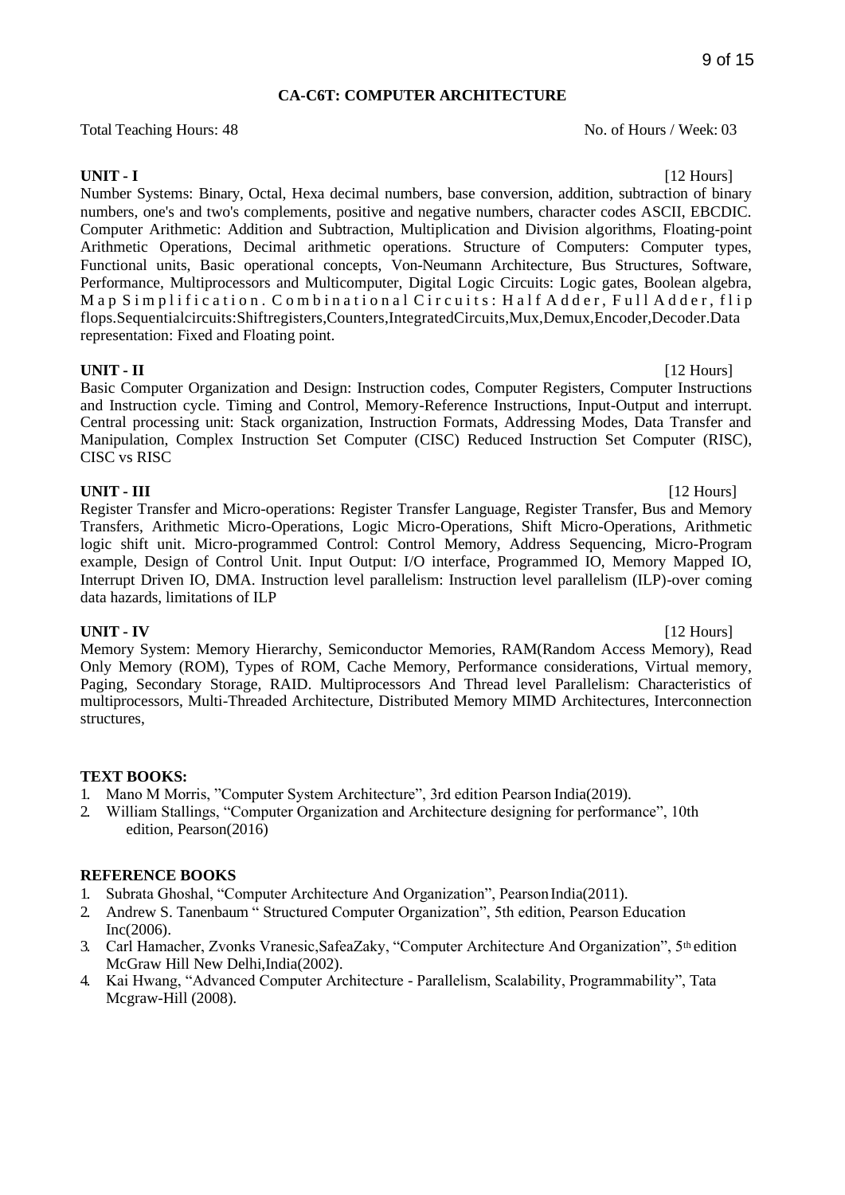## CA-C6T: COMPUTER ARCHITECTURE

Total Teaching Hours: 48 No. of Hours / Week: 03

**UNIT - I** [12 Hours]

Number Systems: Binary, Octal, Hexa decimal numbers, base conversion, addition, subtraction of binary numbers, one's and two's complements, positive and negative numbers, character codes ASCII, EBCDIC. Computer Arithmetic: Addition and Subtraction, Multiplication and Division algorithms, Floating-point Arithmetic Operations, Decimal arithmetic operations. Structure of Computers: Computer types, Functional units, Basic operational concepts, Von-Neumann Architecture, Bus Structures, Software, Performance, Multiprocessors and Multicomputer, Digital Logic Circuits: Logic gates, Boolean algebra, Map Simplification. Combinational Circuits: Half Adder, Full Adder, flip flops.Sequentialcircuits:Shiftregisters,Counters,IntegratedCircuits,Mux,Demux,Encoder,Decoder.Data representation: Fixed and Floating point.

**UNIT - II** [12 Hours]

Basic Computer Organization and Design: Instruction codes, Computer Registers, Computer Instructions and Instruction cycle. Timing and Control, Memory-Reference Instructions, Input-Output and interrupt. Central processing unit: Stack organization, Instruction Formats, Addressing Modes, Data Transfer and Manipulation, Complex Instruction Set Computer (CISC) Reduced Instruction Set Computer (RISC), CISC vs RISC

**UNIT - III** [12 Hours]

Register Transfer and Micro-operations: Register Transfer Language, Register Transfer, Bus and Memory Transfers, Arithmetic Micro-Operations, Logic Micro-Operations, Shift Micro-Operations, Arithmetic logic shift unit. Micro-programmed Control: Control Memory, Address Sequencing, Micro-Program example, Design of Control Unit. Input Output: I/O interface, Programmed IO, Memory Mapped IO, Interrupt Driven IO, DMA. Instruction level parallelism: Instruction level parallelism (ILP)-over coming data hazards, limitations of ILP

**UNIT - IV** [12 Hours]

Memory System: Memory Hierarchy, Semiconductor Memories, RAM(Random Access Memory), Read Only Memory (ROM), Types of ROM, Cache Memory, Performance considerations, Virtual memory, Paging, Secondary Storage, RAID. Multiprocessors And Thread level Parallelism: Characteristics of multiprocessors, Multi-Threaded Architecture, Distributed Memory MIMD Architectures, Interconnection structures,

### TEXT BOOKS:

1. Mano M Morris, "Computer System Architecture", 3rd edition Pearson India(2019).
2. William Stallings, "Computer Organization and Architecture designing for performance", 10th edition, Pearson(2016)

### REFERENCE BOOKS

1. Subrata Ghoshal, "Computer Architecture And Organization", Pearson India(2011).
2. Andrew S. Tanenbaum " Structured Computer Organization", 5th edition, Pearson Education Inc(2006).
3. Carl Hamacher, Zvonks Vranesic,SafeaZaky, "Computer Architecture And Organization", 5th edition McGraw Hill New Delhi,India(2002).
4. Kai Hwang, "Advanced Computer Architecture - Parallelism, Scalability, Programmability", Tata Mcgraw-Hill (2008).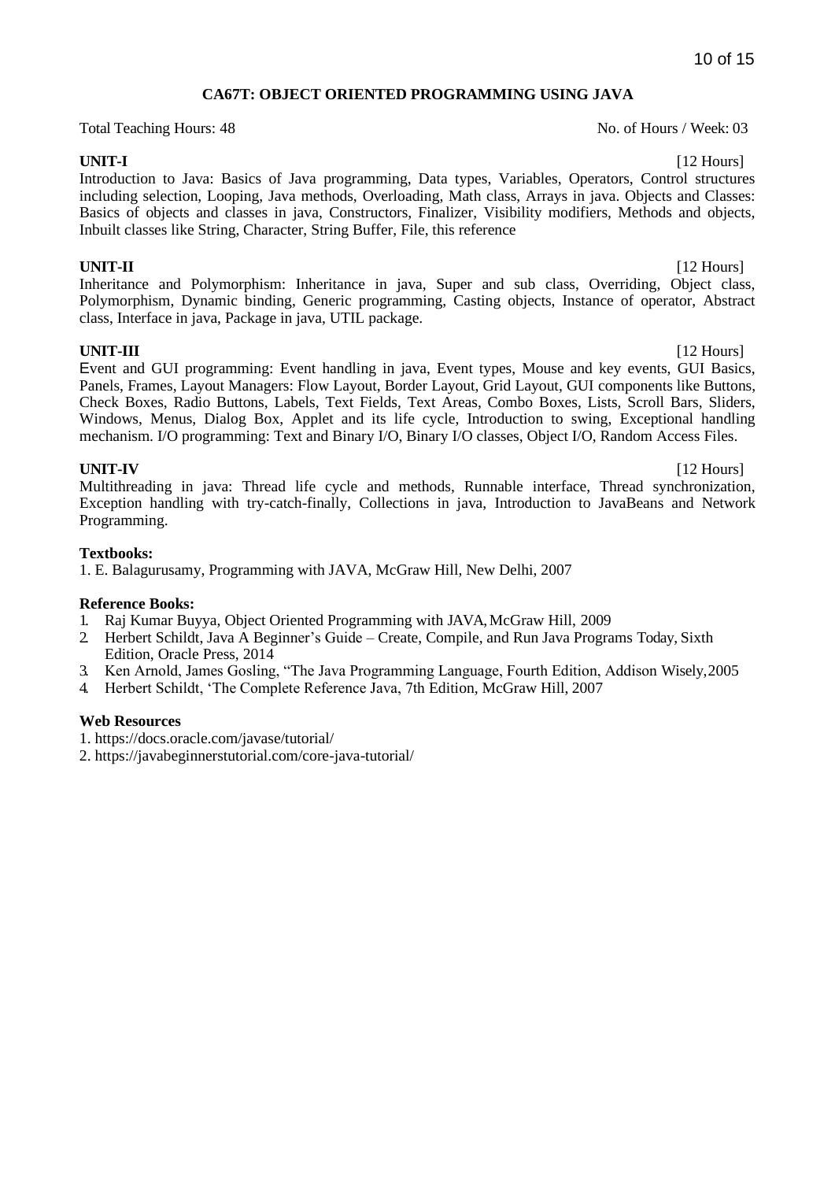## CA67T: OBJECT ORIENTED PROGRAMMING USING JAVA

Total Teaching Hours: 48 No. of Hours / Week: 03

**UNIT-I** [12 Hours]

Introduction to Java: Basics of Java programming, Data types, Variables, Operators, Control structures including selection, Looping, Java methods, Overloading, Math class, Arrays in java. Objects and Classes: Basics of objects and classes in java, Constructors, Finalizer, Visibility modifiers, Methods and objects, Inbuilt classes like String, Character, String Buffer, File, this reference

**UNIT-II** [12 Hours]

Inheritance and Polymorphism: Inheritance in java, Super and sub class, Overriding, Object class, Polymorphism, Dynamic binding, Generic programming, Casting objects, Instance of operator, Abstract class, Interface in java, Package in java, UTIL package.

**UNIT-III** [12 Hours]

Event and GUI programming: Event handling in java, Event types, Mouse and key events, GUI Basics, Panels, Frames, Layout Managers: Flow Layout, Border Layout, Grid Layout, GUI components like Buttons, Check Boxes, Radio Buttons, Labels, Text Fields, Text Areas, Combo Boxes, Lists, Scroll Bars, Sliders, Windows, Menus, Dialog Box, Applet and its life cycle, Introduction to swing, Exceptional handling mechanism. I/O programming: Text and Binary I/O, Binary I/O classes, Object I/O, Random Access Files.

**UNIT-IV** [12 Hours]

Multithreading in java: Thread life cycle and methods, Runnable interface, Thread synchronization, Exception handling with try-catch-finally, Collections in java, Introduction to JavaBeans and Network Programming.

**Textbooks:**

1. E. Balagurusamy, Programming with JAVA, McGraw Hill, New Delhi, 2007

**Reference Books:**

1. Raj Kumar Buyya, Object Oriented Programming with JAVA, McGraw Hill, 2009
2. Herbert Schildt, Java A Beginner's Guide – Create, Compile, and Run Java Programs Today, Sixth Edition, Oracle Press, 2014
3. Ken Arnold, James Gosling, "The Java Programming Language, Fourth Edition, Addison Wisely, 2005
4. Herbert Schildt, 'The Complete Reference Java, 7th Edition, McGraw Hill, 2007

**Web Resources**

1. https://docs.oracle.com/javase/tutorial/
2. https://javabeginnerstutorial.com/core-java-tutorial/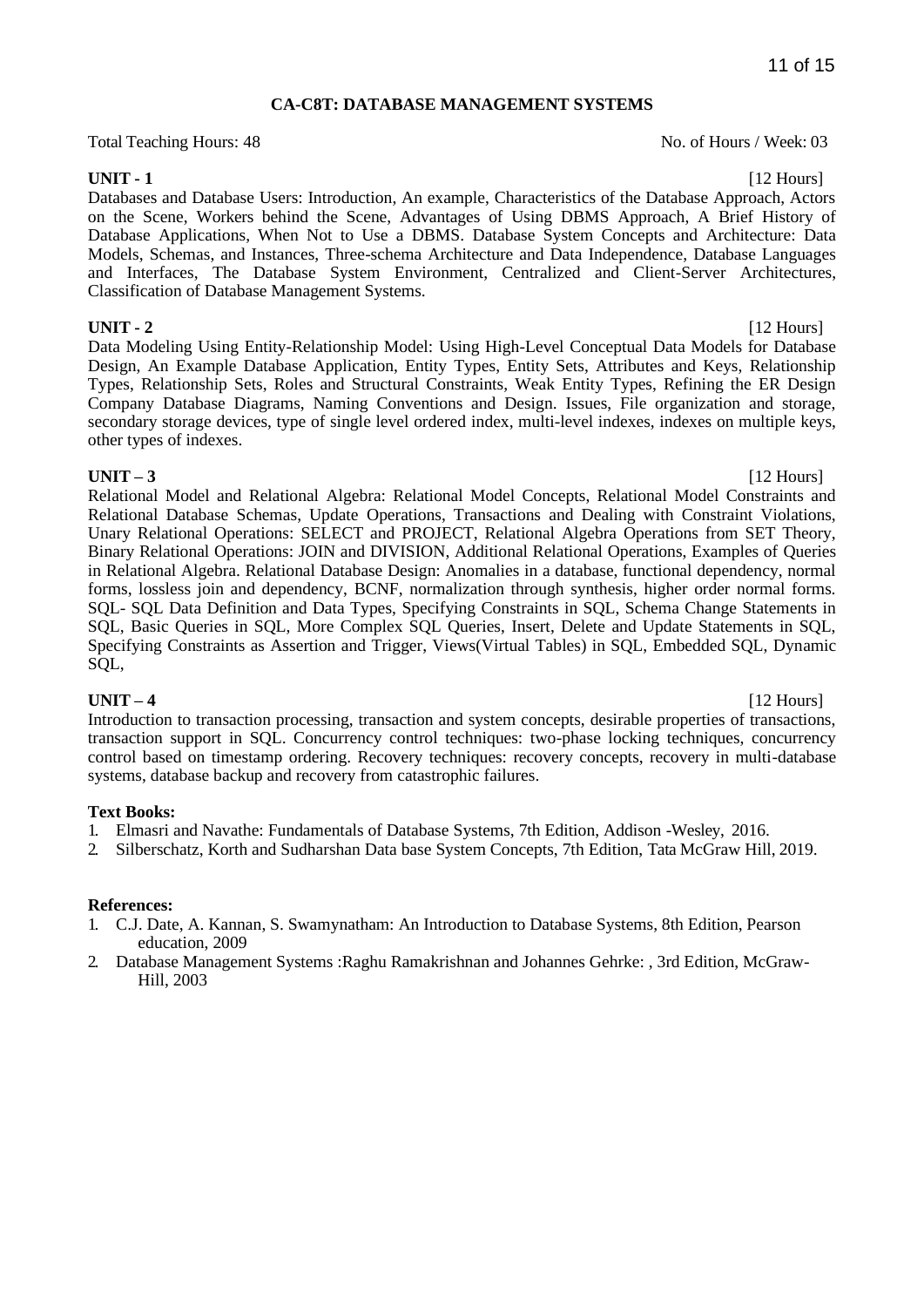## CA-C8T: DATABASE MANAGEMENT SYSTEMS

Total Teaching Hours: 48 No. of Hours / Week: 03

**UNIT - 1** [12 Hours]

Databases and Database Users: Introduction, An example, Characteristics of the Database Approach, Actors on the Scene, Workers behind the Scene, Advantages of Using DBMS Approach, A Brief History of Database Applications, When Not to Use a DBMS. Database System Concepts and Architecture: Data Models, Schemas, and Instances, Three-schema Architecture and Data Independence, Database Languages and Interfaces, The Database System Environment, Centralized and Client-Server Architectures, Classification of Database Management Systems.

**UNIT - 2** [12 Hours]

Data Modeling Using Entity-Relationship Model: Using High-Level Conceptual Data Models for Database Design, An Example Database Application, Entity Types, Entity Sets, Attributes and Keys, Relationship Types, Relationship Sets, Roles and Structural Constraints, Weak Entity Types, Refining the ER Design Company Database Diagrams, Naming Conventions and Design. Issues, File organization and storage, secondary storage devices, type of single level ordered index, multi-level indexes, indexes on multiple keys, other types of indexes.

**UNIT – 3** [12 Hours]

Relational Model and Relational Algebra: Relational Model Concepts, Relational Model Constraints and Relational Database Schemas, Update Operations, Transactions and Dealing with Constraint Violations, Unary Relational Operations: SELECT and PROJECT, Relational Algebra Operations from SET Theory, Binary Relational Operations: JOIN and DIVISION, Additional Relational Operations, Examples of Queries in Relational Algebra. Relational Database Design: Anomalies in a database, functional dependency, normal forms, lossless join and dependency, BCNF, normalization through synthesis, higher order normal forms. SQL- SQL Data Definition and Data Types, Specifying Constraints in SQL, Schema Change Statements in SQL, Basic Queries in SQL, More Complex SQL Queries, Insert, Delete and Update Statements in SQL, Specifying Constraints as Assertion and Trigger, Views(Virtual Tables) in SQL, Embedded SQL, Dynamic SQL,

**UNIT – 4** [12 Hours]

Introduction to transaction processing, transaction and system concepts, desirable properties of transactions, transaction support in SQL. Concurrency control techniques: two-phase locking techniques, concurrency control based on timestamp ordering. Recovery techniques: recovery concepts, recovery in multi-database systems, database backup and recovery from catastrophic failures.

**Text Books:**

1. Elmasri and Navathe: Fundamentals of Database Systems, 7th Edition, Addison -Wesley, 2016.
2. Silberschatz, Korth and Sudharshan Data base System Concepts, 7th Edition, Tata McGraw Hill, 2019.

**References:**

1. C.J. Date, A. Kannan, S. Swamynatham: An Introduction to Database Systems, 8th Edition, Pearson education, 2009
2. Database Management Systems :Raghu Ramakrishnan and Johannes Gehrke: , 3rd Edition, McGraw-Hill, 2003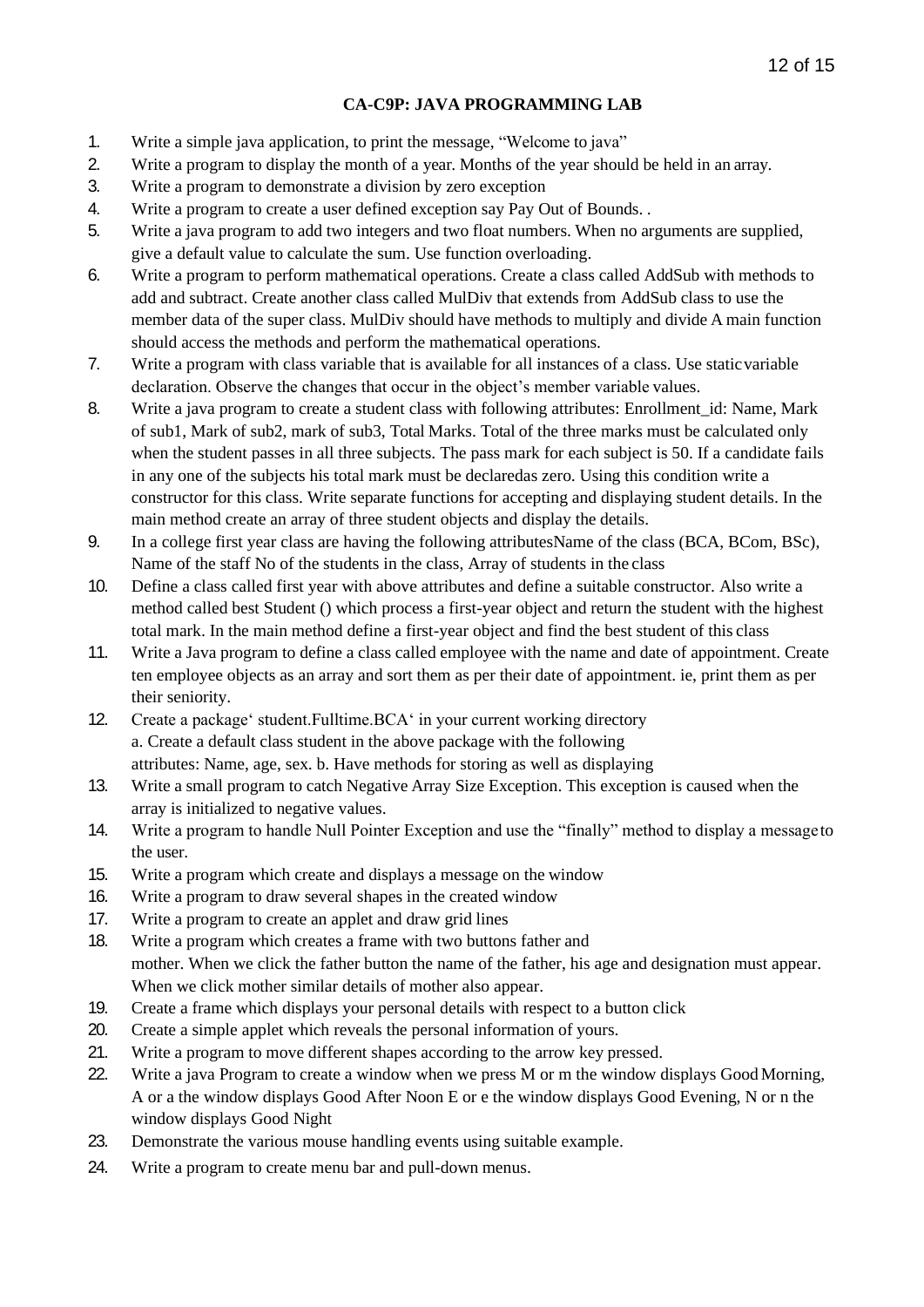**CA-C9P: JAVA PROGRAMMING LAB**

1. Write a simple java application, to print the message, "Welcome to java"
2. Write a program to display the month of a year. Months of the year should be held in an array.
3. Write a program to demonstrate a division by zero exception
4. Write a program to create a user defined exception say Pay Out of Bounds. .
5. Write a java program to add two integers and two float numbers. When no arguments are supplied, give a default value to calculate the sum. Use function overloading.
6. Write a program to perform mathematical operations. Create a class called AddSub with methods to add and subtract. Create another class called MulDiv that extends from AddSub class to use the member data of the super class. MulDiv should have methods to multiply and divide A main function should access the methods and perform the mathematical operations.
7. Write a program with class variable that is available for all instances of a class. Use staticvariable declaration. Observe the changes that occur in the object's member variable values.
8. Write a java program to create a student class with following attributes: Enrollment_id: Name, Mark of sub1, Mark of sub2, mark of sub3, Total Marks. Total of the three marks must be calculated only when the student passes in all three subjects. The pass mark for each subject is 50. If a candidate fails in any one of the subjects his total mark must be declaredas zero. Using this condition write a constructor for this class. Write separate functions for accepting and displaying student details. In the main method create an array of three student objects and display the details.
9. In a college first year class are having the following attributesName of the class (BCA, BCom, BSc), Name of the staff No of the students in the class, Array of students in the class
10. Define a class called first year with above attributes and define a suitable constructor. Also write a method called best Student () which process a first-year object and return the student with the highest total mark. In the main method define a first-year object and find the best student of this class
11. Write a Java program to define a class called employee with the name and date of appointment. Create ten employee objects as an array and sort them as per their date of appointment. ie, print them as per their seniority.
12. Create a package' student.Fulltime.BCA' in your current working directory
    a. Create a default class student in the above package with the following attributes: Name, age, sex. b. Have methods for storing as well as displaying
13. Write a small program to catch Negative Array Size Exception. This exception is caused when the array is initialized to negative values.
14. Write a program to handle Null Pointer Exception and use the "finally" method to display a messageto the user.
15. Write a program which create and displays a message on the window
16. Write a program to draw several shapes in the created window
17. Write a program to create an applet and draw grid lines
18. Write a program which creates a frame with two buttons father and mother. When we click the father button the name of the father, his age and designation must appear. When we click mother similar details of mother also appear.
19. Create a frame which displays your personal details with respect to a button click
20. Create a simple applet which reveals the personal information of yours.
21. Write a program to move different shapes according to the arrow key pressed.
22. Write a java Program to create a window when we press M or m the window displays Good Morning, A or a the window displays Good After Noon E or e the window displays Good Evening, N or n the window displays Good Night
23. Demonstrate the various mouse handling events using suitable example.
24. Write a program to create menu bar and pull-down menus.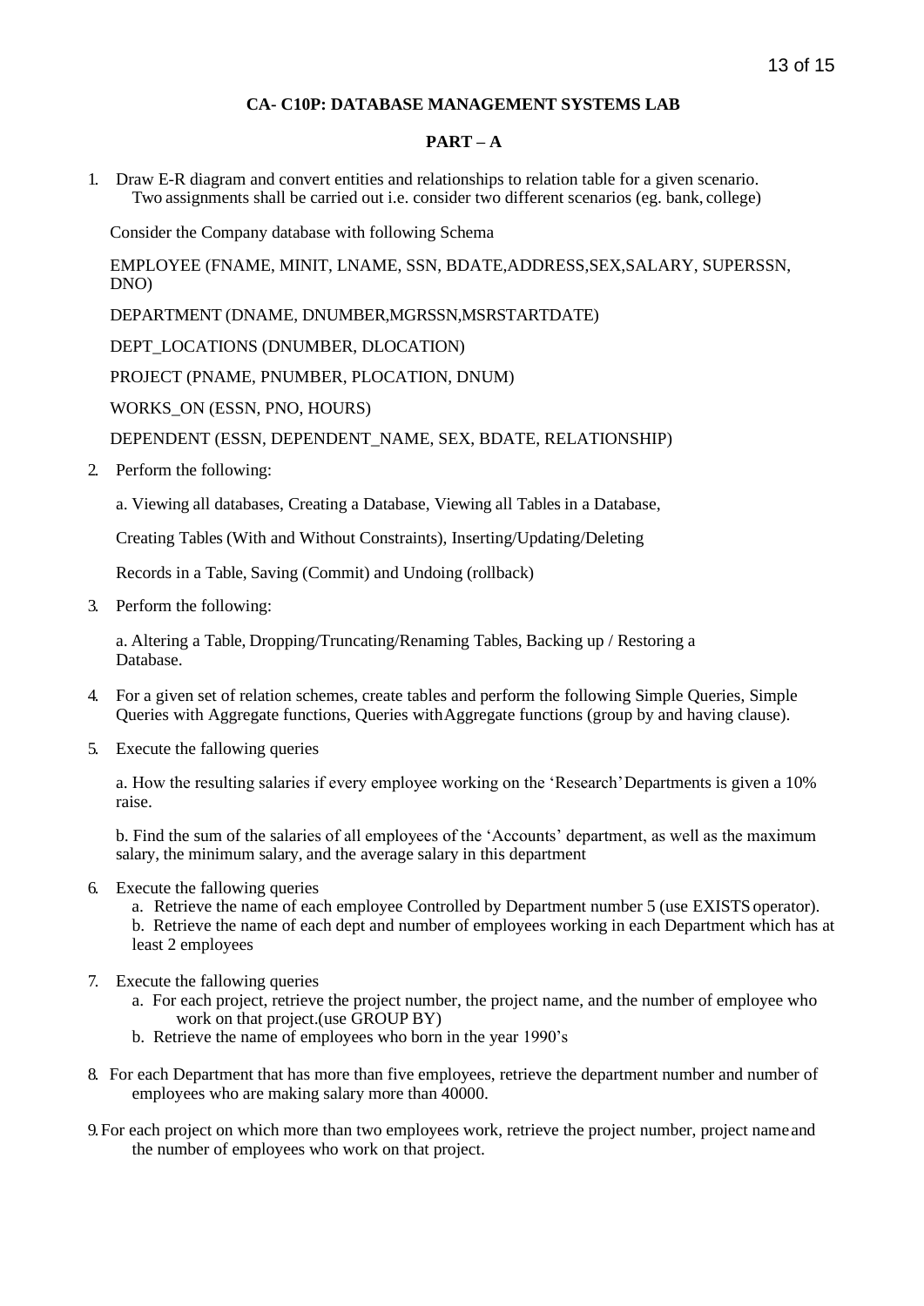**CA- C10P: DATABASE MANAGEMENT SYSTEMS LAB**

**PART – A**

1. Draw E-R diagram and convert entities and relationships to relation table for a given scenario. Two assignments shall be carried out i.e. consider two different scenarios (eg. bank, college)

   Consider the Company database with following Schema

   EMPLOYEE (FNAME, MINIT, LNAME, SSN, BDATE,ADDRESS,SEX,SALARY, SUPERSSN, DNO)

   DEPARTMENT (DNAME, DNUMBER,MGRSSN,MSRSTARTDATE)

   DEPT_LOCATIONS (DNUMBER, DLOCATION)

   PROJECT (PNAME, PNUMBER, PLOCATION, DNUM)

   WORKS_ON (ESSN, PNO, HOURS)

   DEPENDENT (ESSN, DEPENDENT_NAME, SEX, BDATE, RELATIONSHIP)

2. Perform the following:

   a. Viewing all databases, Creating a Database, Viewing all Tables in a Database,

   Creating Tables (With and Without Constraints), Inserting/Updating/Deleting

   Records in a Table, Saving (Commit) and Undoing (rollback)

3. Perform the following:

   a. Altering a Table, Dropping/Truncating/Renaming Tables, Backing up / Restoring a Database.

4. For a given set of relation schemes, create tables and perform the following Simple Queries, Simple Queries with Aggregate functions, Queries withAggregate functions (group by and having clause).

5. Execute the fallowing queries

   a. How the resulting salaries if every employee working on the 'Research' Departments is given a 10% raise.

   b. Find the sum of the salaries of all employees of the 'Accounts' department, as well as the maximum salary, the minimum salary, and the average salary in this department

6. Execute the fallowing queries
   a. Retrieve the name of each employee Controlled by Department number 5 (use EXISTS operator).
   b. Retrieve the name of each dept and number of employees working in each Department which has at least 2 employees

7. Execute the fallowing queries
   a. For each project, retrieve the project number, the project name, and the number of employee who work on that project.(use GROUP BY)
   b. Retrieve the name of employees who born in the year 1990's

8. For each Department that has more than five employees, retrieve the department number and number of employees who are making salary more than 40000.

9. For each project on which more than two employees work, retrieve the project number, project name and the number of employees who work on that project.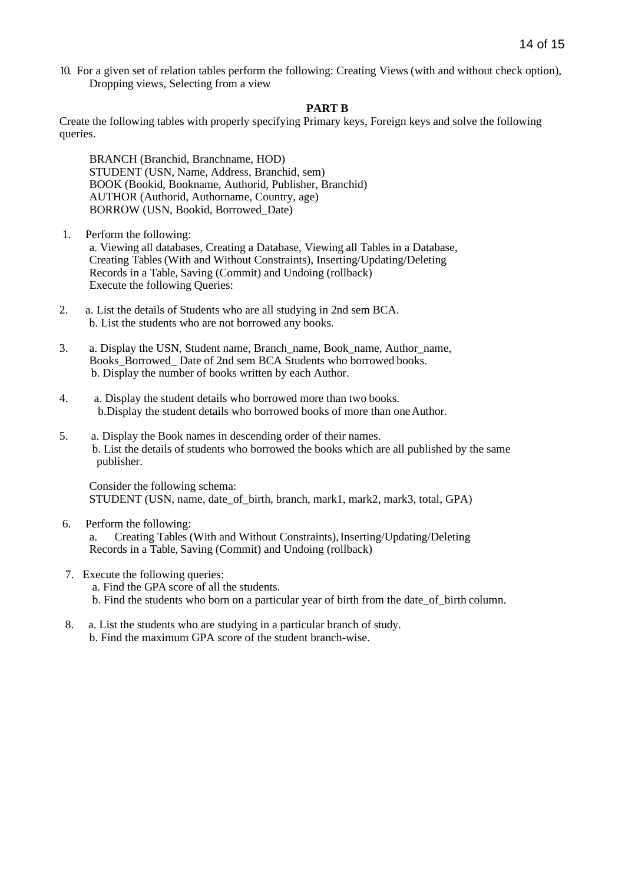10. For a given set of relation tables perform the following: Creating Views (with and without check option), Dropping views, Selecting from a view

## PART B

Create the following tables with properly specifying Primary keys, Foreign keys and solve the following queries.

BRANCH (Branchid, Branchname, HOD)
STUDENT (USN, Name, Address, Branchid, sem)
BOOK (Bookid, Bookname, Authorid, Publisher, Branchid)
AUTHOR (Authorid, Authorname, Country, age)
BORROW (USN, Bookid, Borrowed_Date)

1. Perform the following:
   a. Viewing all databases, Creating a Database, Viewing all Tables in a Database, Creating Tables (With and Without Constraints), Inserting/Updating/Deleting Records in a Table, Saving (Commit) and Undoing (rollback)
   Execute the following Queries:

2. a. List the details of Students who are all studying in 2nd sem BCA.
   b. List the students who are not borrowed any books.

3. a. Display the USN, Student name, Branch_name, Book_name, Author_name, Books_Borrowed_ Date of 2nd sem BCA Students who borrowed books.
   b. Display the number of books written by each Author.

4. a. Display the student details who borrowed more than two books.
   b. Display the student details who borrowed books of more than one Author.

5. a. Display the Book names in descending order of their names.
   b. List the details of students who borrowed the books which are all published by the same publisher.

Consider the following schema:
STUDENT (USN, name, date_of_birth, branch, mark1, mark2, mark3, total, GPA)

6. Perform the following:
   a. Creating Tables (With and Without Constraints), Inserting/Updating/Deleting Records in a Table, Saving (Commit) and Undoing (rollback)

7. Execute the following queries:
   a. Find the GPA score of all the students.
   b. Find the students who born on a particular year of birth from the date_of_birth column.

8. a. List the students who are studying in a particular branch of study.
   b. Find the maximum GPA score of the student branch-wise.